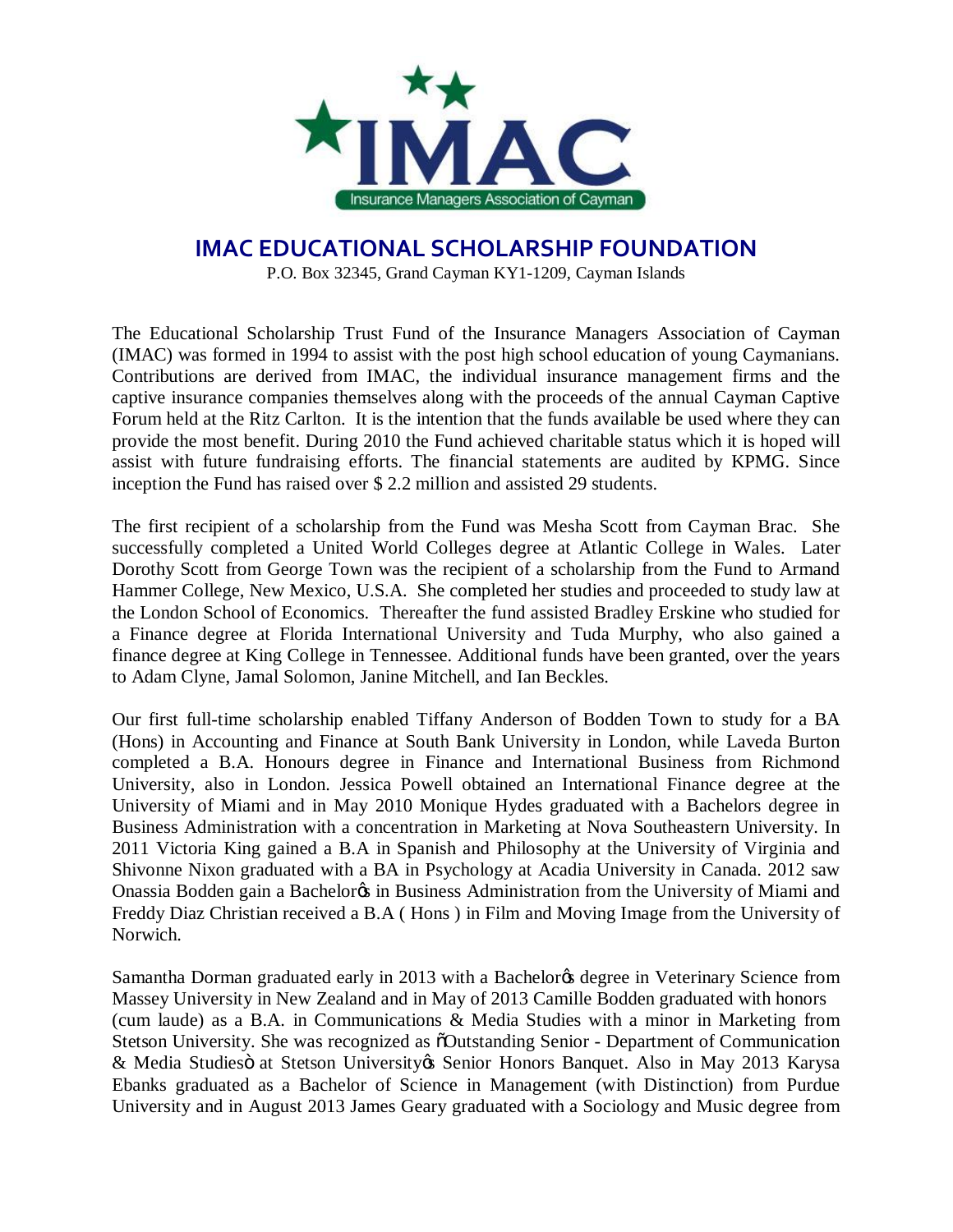# IMAC EDUCATIONAL SCHOLARSHIP FOUNDATION

P.O. Box 32345, Grand Cayman KY1-1209, Cayman Islands

The Educational Scholarship Trust Fund of the Insurance Managers Association of Cayman (IMAC) was formed in 1994 to assist with the post high school education of young Caymanians. Contributions are derived from IMAC, the individual insurance management firms and the captive insurance companies themselves along with the proceeds of the annual Cayman Captive Forum held at the Ritz Carlton. It is the intention that the funds available be used where they can provide the most benefit. During 2010 the Fund achieved charitable status which it is hoped will assist with future fundraising efforts. The financial statements are audited by KPMG. Since inception the Fund has raised over $ 2.2 million and assisted 29 students.

The first recipient of a scholarship from the Fund was Mesha Scott from Cayman Brac. She successfully completed a United World Colleges degree at Atlantic College in Wales. Later Dorothy Scott from George Town was the recipient of a scholarship from the Fund to Armand Hammer College, New Mexico, U.S.A. She completed her studies and proceeded to study law at the London School of Economics. Thereafter the fund assisted Bradley Erskine who studied for a Finance degree at Florida International University and Tuda Murphy, who also gained a finance degree at King College in Tennessee. Additional funds have been granted, over the years to Adam Clyne, Jamal Solomon, Janine Mitchell, and Ian Beckles.

Our first full-time scholarship enabled Tiffany Anderson of Bodden Town to study for a BA (Hons) in Accounting and Finance at South Bank University in London, while Laveda Burton completed a B.A. Honours degree in Finance and International Business from Richmond University, also in London. Jessica Powell obtained an International Finance degree at the University of Miami and in May 2010 Monique Hydes graduated with a Bachelors degree in Business Administration with a concentration in Marketing at Nova Southeastern University. In 2011 Victoria King gained a B.A in Spanish and Philosophy at the University of Virginia and Shivonne Nixon graduated with a BA in Psychology at Acadia University in Canada. 2012 saw Onassia Bodden gain a Bachelor's in Business Administration from the University of Miami and Freddy Diaz Christian received a B.A ( Hons ) in Film and Moving Image from the University of Norwich.

Samantha Dorman graduated early in 2013 with a Bachelor's degree in Veterinary Science from Massey University in New Zealand and in May of 2013 Camille Bodden graduated with honors (cum laude) as a B.A. in Communications & Media Studies with a minor in Marketing from Stetson University. She was recognized as "Outstanding Senior - Department of Communication & Media Studies" at Stetson University's Senior Honors Banquet. Also in May 2013 Karysa Ebanks graduated as a Bachelor of Science in Management (with Distinction) from Purdue University and in August 2013 James Geary graduated with a Sociology and Music degree from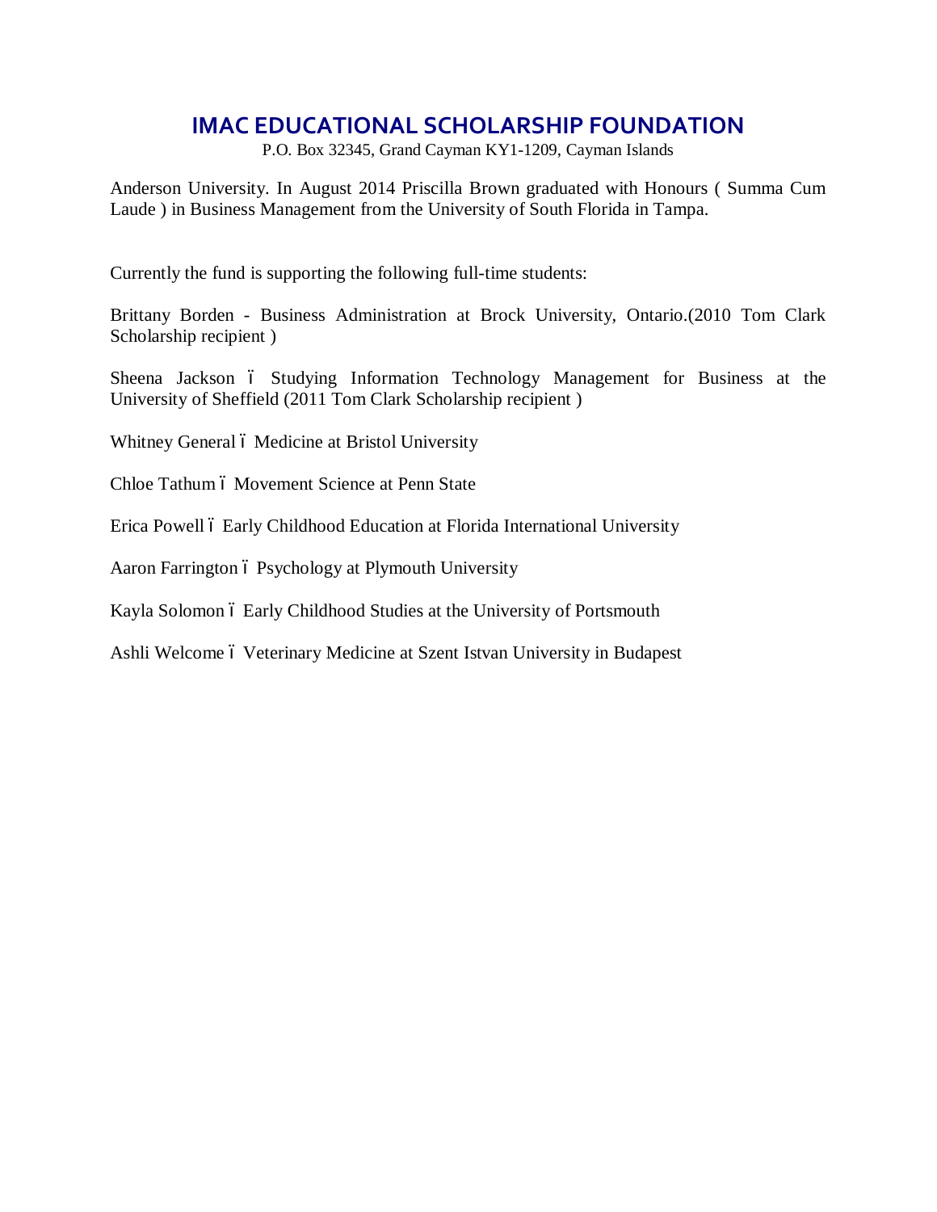Anderson University. In August 2014 Priscilla Brown graduated with Honours ( Summa Cum Laude ) in Business Management from the University of South Florida in Tampa.

Currently the fund is supporting the following full-time students:

Brittany Borden - Business Administration at Brock University, Ontario.(2010 Tom Clark Scholarship recipient )

Sheena Jackson – Studying Information Technology Management for Business at the University of Sheffield (2011 Tom Clark Scholarship recipient )

Whitney General – Medicine at Bristol University

Chloe Tathum – Movement Science at Penn State

Erica Powell – Early Childhood Education at Florida International University

Aaron Farrington – Psychology at Plymouth University

Kayla Solomon – Early Childhood Studies at the University of Portsmouth

Ashli Welcome – Veterinary Medicine at Szent Istvan University in Budapest